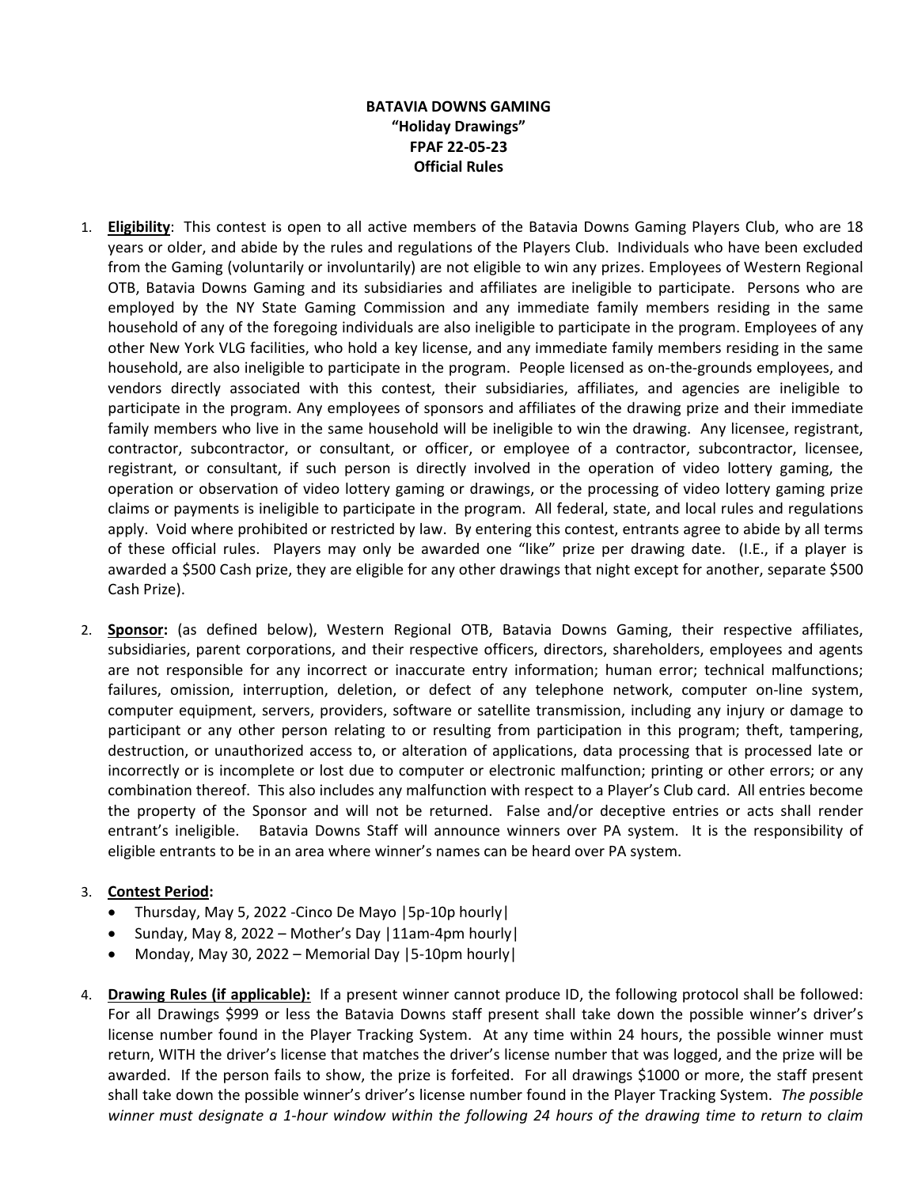**BATAVIA DOWNS GAMING**
**"Holiday Drawings"**
**FPAF 22-05-23**
**Official Rules**

1. **Eligibility**: This contest is open to all active members of the Batavia Downs Gaming Players Club, who are 18 years or older, and abide by the rules and regulations of the Players Club. Individuals who have been excluded from the Gaming (voluntarily or involuntarily) are not eligible to win any prizes. Employees of Western Regional OTB, Batavia Downs Gaming and its subsidiaries and affiliates are ineligible to participate. Persons who are employed by the NY State Gaming Commission and any immediate family members residing in the same household of any of the foregoing individuals are also ineligible to participate in the program. Employees of any other New York VLG facilities, who hold a key license, and any immediate family members residing in the same household, are also ineligible to participate in the program. People licensed as on-the-grounds employees, and vendors directly associated with this contest, their subsidiaries, affiliates, and agencies are ineligible to participate in the program. Any employees of sponsors and affiliates of the drawing prize and their immediate family members who live in the same household will be ineligible to win the drawing. Any licensee, registrant, contractor, subcontractor, or consultant, or officer, or employee of a contractor, subcontractor, licensee, registrant, or consultant, if such person is directly involved in the operation of video lottery gaming, the operation or observation of video lottery gaming or drawings, or the processing of video lottery gaming prize claims or payments is ineligible to participate in the program. All federal, state, and local rules and regulations apply. Void where prohibited or restricted by law. By entering this contest, entrants agree to abide by all terms of these official rules. Players may only be awarded one "like" prize per drawing date. (I.E., if a player is awarded a $500 Cash prize, they are eligible for any other drawings that night except for another, separate $500 Cash Prize).

2. **Sponsor:** (as defined below), Western Regional OTB, Batavia Downs Gaming, their respective affiliates, subsidiaries, parent corporations, and their respective officers, directors, shareholders, employees and agents are not responsible for any incorrect or inaccurate entry information; human error; technical malfunctions; failures, omission, interruption, deletion, or defect of any telephone network, computer on-line system, computer equipment, servers, providers, software or satellite transmission, including any injury or damage to participant or any other person relating to or resulting from participation in this program; theft, tampering, destruction, or unauthorized access to, or alteration of applications, data processing that is processed late or incorrectly or is incomplete or lost due to computer or electronic malfunction; printing or other errors; or any combination thereof. This also includes any malfunction with respect to a Player's Club card. All entries become the property of the Sponsor and will not be returned. False and/or deceptive entries or acts shall render entrant's ineligible. Batavia Downs Staff will announce winners over PA system. It is the responsibility of eligible entrants to be in an area where winner's names can be heard over PA system.

3. **Contest Period:**
   - Thursday, May 5, 2022 -Cinco De Mayo |5p-10p hourly|
   - Sunday, May 8, 2022 – Mother's Day |11am-4pm hourly|
   - Monday, May 30, 2022 – Memorial Day |5-10pm hourly|

4. **Drawing Rules (if applicable):** If a present winner cannot produce ID, the following protocol shall be followed: For all Drawings $999 or less the Batavia Downs staff present shall take down the possible winner's driver's license number found in the Player Tracking System. At any time within 24 hours, the possible winner must return, WITH the driver's license that matches the driver's license number that was logged, and the prize will be awarded. If the person fails to show, the prize is forfeited. For all drawings $1000 or more, the staff present shall take down the possible winner's driver's license number found in the Player Tracking System. *The possible winner must designate a 1-hour window within the following 24 hours of the drawing time to return to claim*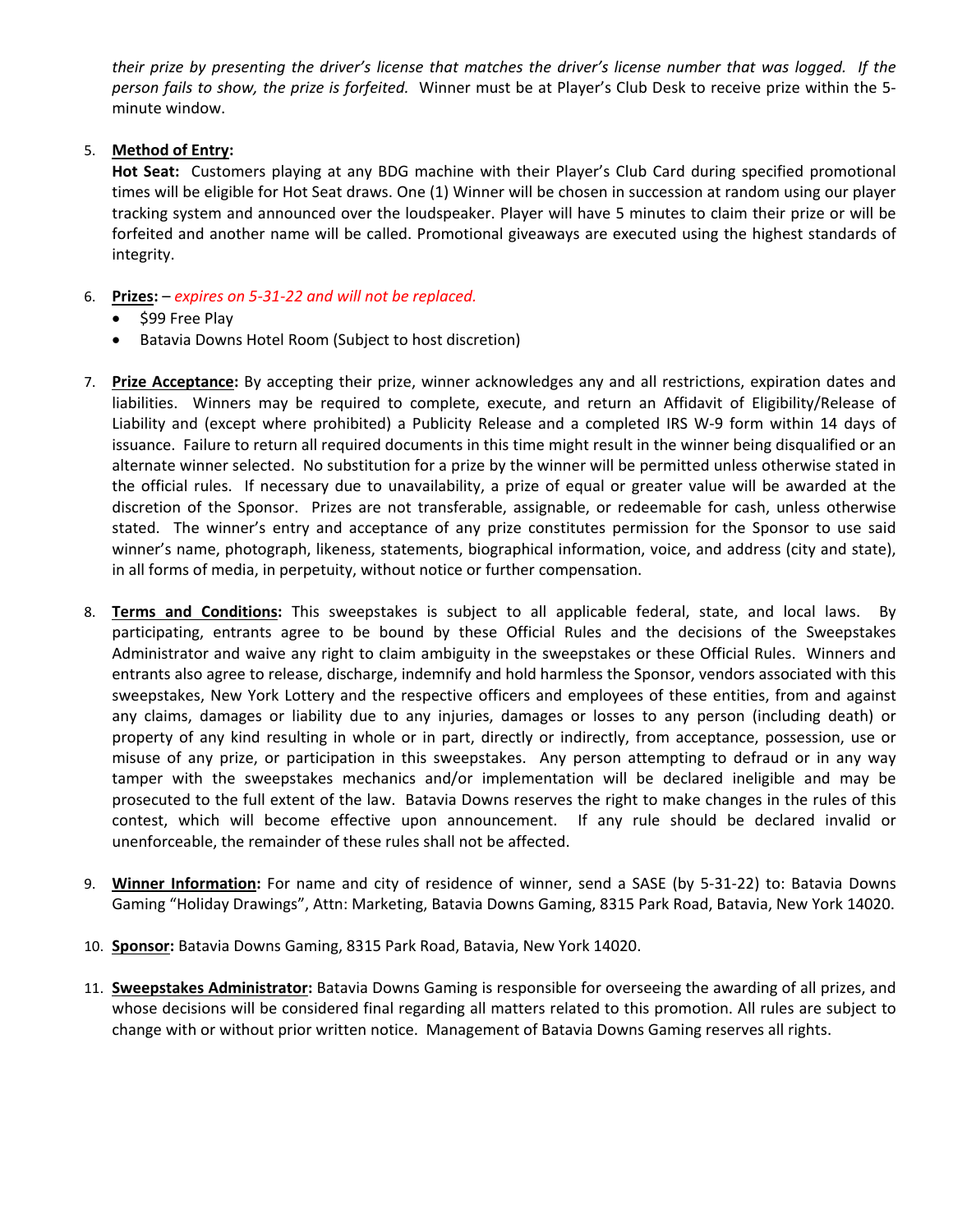*their prize by presenting the driver's license that matches the driver's license number that was logged. If the person fails to show, the prize is forfeited.* Winner must be at Player's Club Desk to receive prize within the 5-minute window.

5. **Method of Entry:**
   **Hot Seat:** Customers playing at any BDG machine with their Player's Club Card during specified promotional times will be eligible for Hot Seat draws. One (1) Winner will be chosen in succession at random using our player tracking system and announced over the loudspeaker. Player will have 5 minutes to claim their prize or will be forfeited and another name will be called. Promotional giveaways are executed using the highest standards of integrity.

6. **Prizes:** – *expires on 5-31-22 and will not be replaced.*
   - $99 Free Play
   - Batavia Downs Hotel Room (Subject to host discretion)

7. **Prize Acceptance:** By accepting their prize, winner acknowledges any and all restrictions, expiration dates and liabilities. Winners may be required to complete, execute, and return an Affidavit of Eligibility/Release of Liability and (except where prohibited) a Publicity Release and a completed IRS W-9 form within 14 days of issuance. Failure to return all required documents in this time might result in the winner being disqualified or an alternate winner selected. No substitution for a prize by the winner will be permitted unless otherwise stated in the official rules. If necessary due to unavailability, a prize of equal or greater value will be awarded at the discretion of the Sponsor. Prizes are not transferable, assignable, or redeemable for cash, unless otherwise stated. The winner's entry and acceptance of any prize constitutes permission for the Sponsor to use said winner's name, photograph, likeness, statements, biographical information, voice, and address (city and state), in all forms of media, in perpetuity, without notice or further compensation.

8. **Terms and Conditions:** This sweepstakes is subject to all applicable federal, state, and local laws. By participating, entrants agree to be bound by these Official Rules and the decisions of the Sweepstakes Administrator and waive any right to claim ambiguity in the sweepstakes or these Official Rules. Winners and entrants also agree to release, discharge, indemnify and hold harmless the Sponsor, vendors associated with this sweepstakes, New York Lottery and the respective officers and employees of these entities, from and against any claims, damages or liability due to any injuries, damages or losses to any person (including death) or property of any kind resulting in whole or in part, directly or indirectly, from acceptance, possession, use or misuse of any prize, or participation in this sweepstakes. Any person attempting to defraud or in any way tamper with the sweepstakes mechanics and/or implementation will be declared ineligible and may be prosecuted to the full extent of the law. Batavia Downs reserves the right to make changes in the rules of this contest, which will become effective upon announcement. If any rule should be declared invalid or unenforceable, the remainder of these rules shall not be affected.

9. **Winner Information:** For name and city of residence of winner, send a SASE (by 5-31-22) to: Batavia Downs Gaming "Holiday Drawings", Attn: Marketing, Batavia Downs Gaming, 8315 Park Road, Batavia, New York 14020.

10. **Sponsor:** Batavia Downs Gaming, 8315 Park Road, Batavia, New York 14020.

11. **Sweepstakes Administrator:** Batavia Downs Gaming is responsible for overseeing the awarding of all prizes, and whose decisions will be considered final regarding all matters related to this promotion. All rules are subject to change with or without prior written notice. Management of Batavia Downs Gaming reserves all rights.